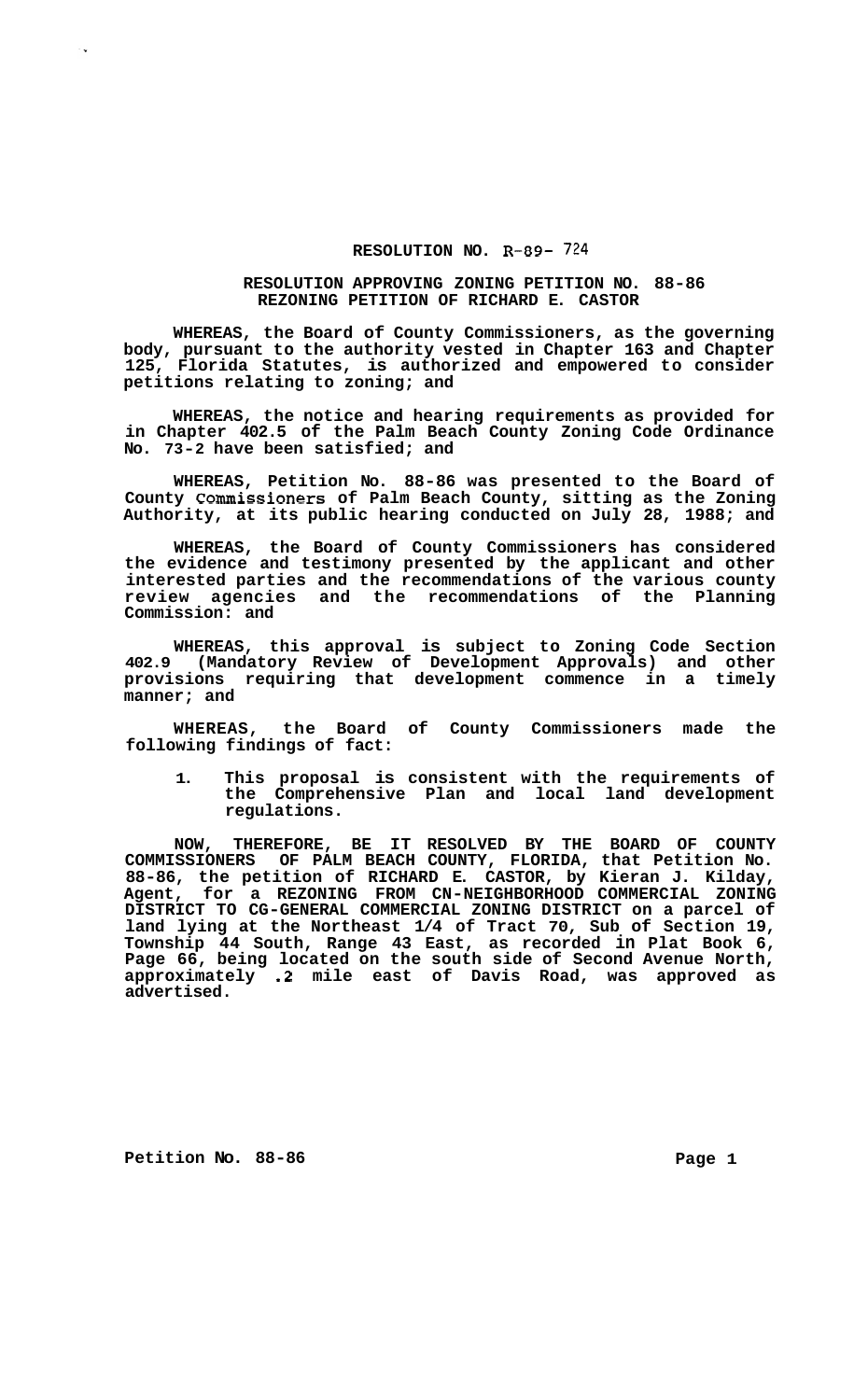**RESOLUTION NO. R-89- 724**

**RESOLUTION APPROVING ZONING PETITION NO. 88-86**
**REZONING PETITION OF RICHARD E. CASTOR**

**WHEREAS, the Board of County Commissioners, as the governing body, pursuant to the authority vested in Chapter 163 and Chapter 125, Florida Statutes, is authorized and empowered to consider petitions relating to zoning; and**

**WHEREAS, the notice and hearing requirements as provided for in Chapter 402.5 of the Palm Beach County Zoning Code Ordinance No. 73-2 have been satisfied; and**

**WHEREAS, Petition No. 88-86 was presented to the Board of County Commissioners of Palm Beach County, sitting as the Zoning Authority, at its public hearing conducted on July 28, 1988; and**

**WHEREAS, the Board of County Commissioners has considered the evidence and testimony presented by the applicant and other interested parties and the recommendations of the various county review agencies and the recommendations of the Planning Commission: and**

**WHEREAS, this approval is subject to Zoning Code Section 402.9 (Mandatory Review of Development Approvals) and other provisions requiring that development commence in a timely manner; and**

**WHEREAS, the Board of County Commissioners made the following findings of fact:**

1. **This proposal is consistent with the requirements of the Comprehensive Plan and local land development regulations.**

**NOW, THEREFORE, BE IT RESOLVED BY THE BOARD OF COUNTY COMMISSIONERS OF PALM BEACH COUNTY, FLORIDA, that Petition No. 88-86, the petition of RICHARD E. CASTOR, by Kieran J. Kilday, Agent, for a REZONING FROM CN-NEIGHBORHOOD COMMERCIAL ZONING DISTRICT TO CG-GENERAL COMMERCIAL ZONING DISTRICT on a parcel of land lying at the Northeast 1/4 of Tract 70, Sub of Section 19, Township 44 South, Range 43 East, as recorded in Plat Book 6, Page 66, being located on the south side of Second Avenue North, approximately .2 mile east of Davis Road, was approved as advertised.**

**Petition No. 88-86**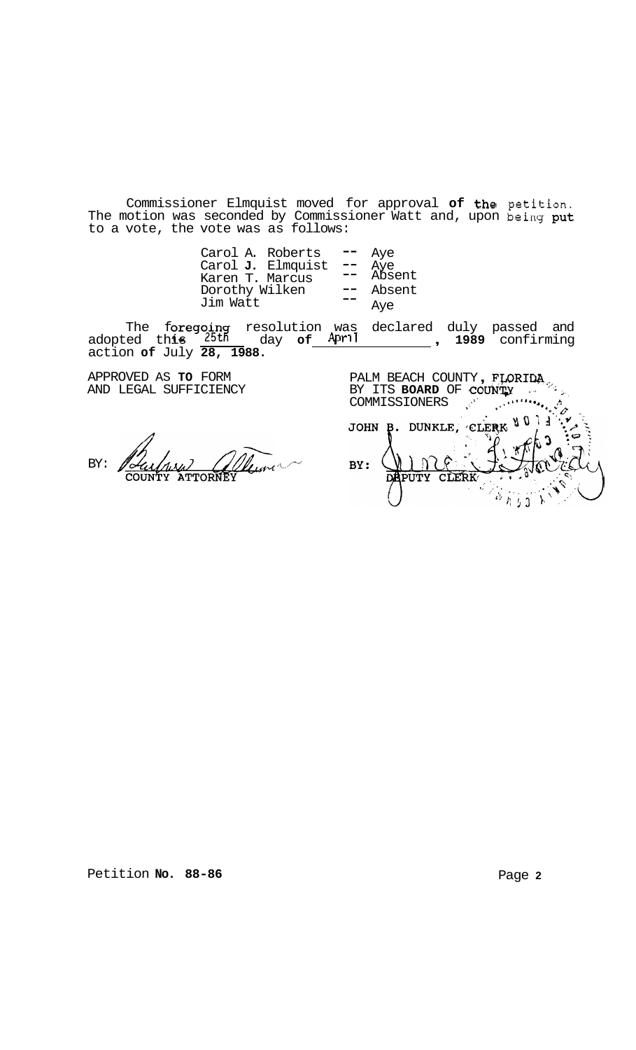Commissioner Elmquist moved for approval of the petition. The motion was seconded by Commissioner Watt and, upon being put to a vote, the vote was as follows:

| | | |
|---|---|---|
| Carol A. Roberts | -- | Aye |
| Carol J. Elmquist | -- | Aye |
| Karen T. Marcus | -- | Absent |
| Dorothy Wilken | -- | Absent |
| Jim Watt | -- | Aye |

The foregoing resolution was declared duly passed and adopted this 25th day of April, 1989 confirming action of July 28, 1988.

APPROVED AS TO FORM AND LEGAL SUFFICIENCY

BY: COUNTY ATTORNEY

PALM BEACH COUNTY, FLORIDA BY ITS BOARD OF COUNTY COMMISSIONERS

JOHN B. DUNKLE, CLERK

BY: DEPUTY CLERK

Petition No. 88-86